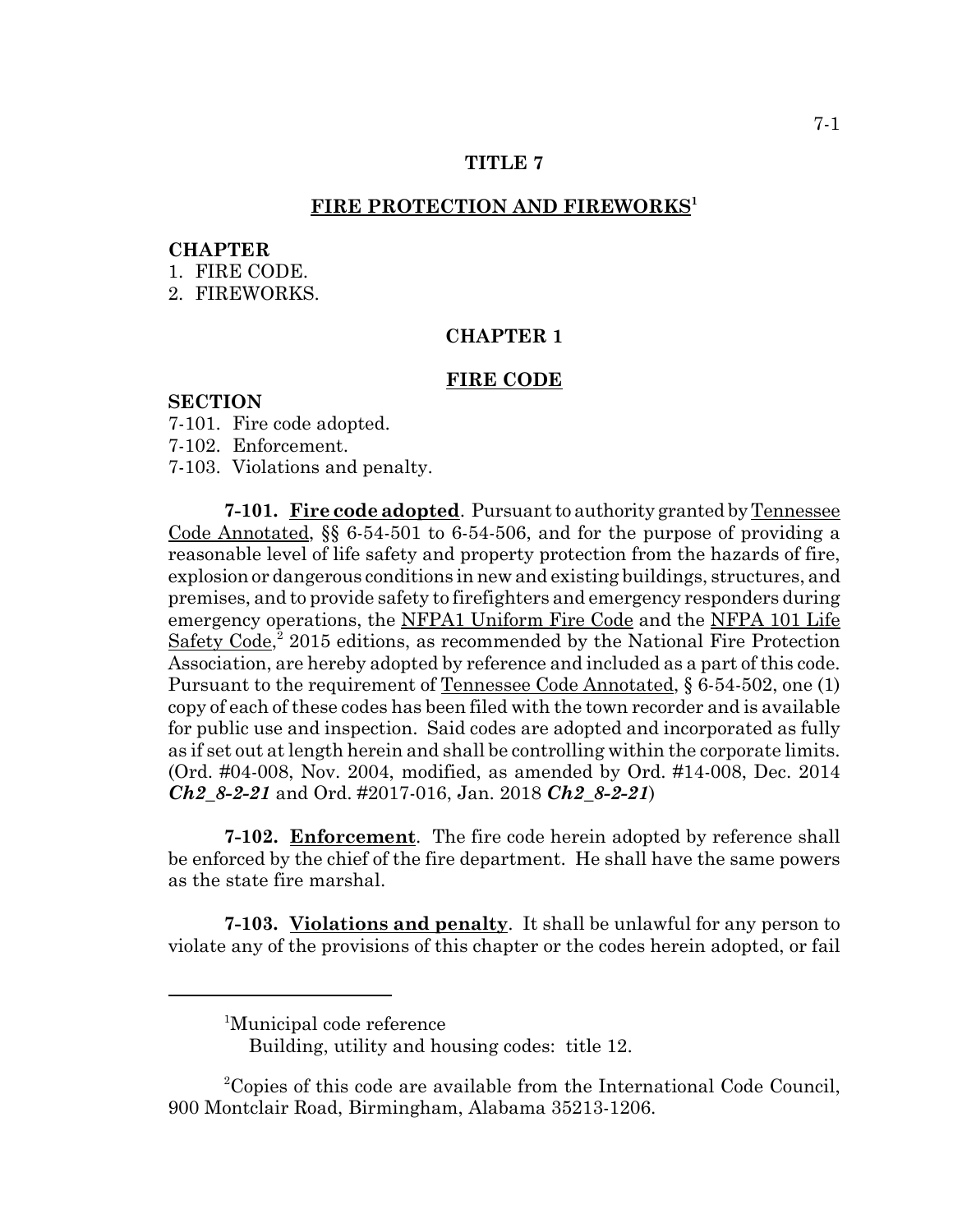# TITLE 7

## FIRE PROTECTION AND FIREWORKS[1]

**CHAPTER**

1. FIRE CODE.
2. FIREWORKS.

## CHAPTER 1

## FIRE CODE

**SECTION**

7-101. Fire code adopted.
7-102. Enforcement.
7-103. Violations and penalty.

**7-101. Fire code adopted**. Pursuant to authority granted by Tennessee Code Annotated, §§ 6-54-501 to 6-54-506, and for the purpose of providing a reasonable level of life safety and property protection from the hazards of fire, explosion or dangerous conditions in new and existing buildings, structures, and premises, and to provide safety to firefighters and emergency responders during emergency operations, the NFPA1 Uniform Fire Code and the NFPA 101 Life Safety Code,[2] 2015 editions, as recommended by the National Fire Protection Association, are hereby adopted by reference and included as a part of this code. Pursuant to the requirement of Tennessee Code Annotated, § 6-54-502, one (1) copy of each of these codes has been filed with the town recorder and is available for public use and inspection. Said codes are adopted and incorporated as fully as if set out at length herein and shall be controlling within the corporate limits. (Ord. #04-008, Nov. 2004, modified, as amended by Ord. #14-008, Dec. 2014 ***Ch2_8-2-21*** and Ord. #2017-016, Jan. 2018 ***Ch2_8-2-21***)

**7-102. Enforcement**. The fire code herein adopted by reference shall be enforced by the chief of the fire department. He shall have the same powers as the state fire marshal.

**7-103. Violations and penalty**. It shall be unlawful for any person to violate any of the provisions of this chapter or the codes herein adopted, or fail

---

[1] Municipal code reference
Building, utility and housing codes: title 12.

[2] Copies of this code are available from the International Code Council, 900 Montclair Road, Birmingham, Alabama 35213-1206.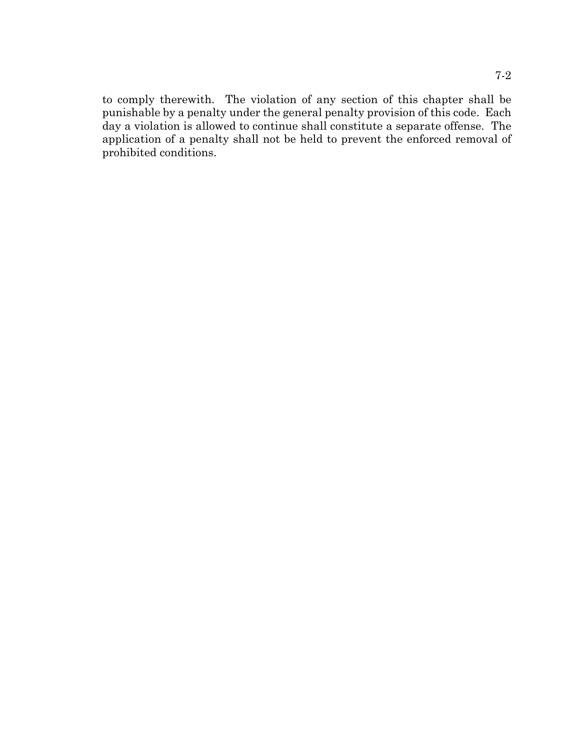to comply therewith. The violation of any section of this chapter shall be punishable by a penalty under the general penalty provision of this code. Each day a violation is allowed to continue shall constitute a separate offense. The application of a penalty shall not be held to prevent the enforced removal of prohibited conditions.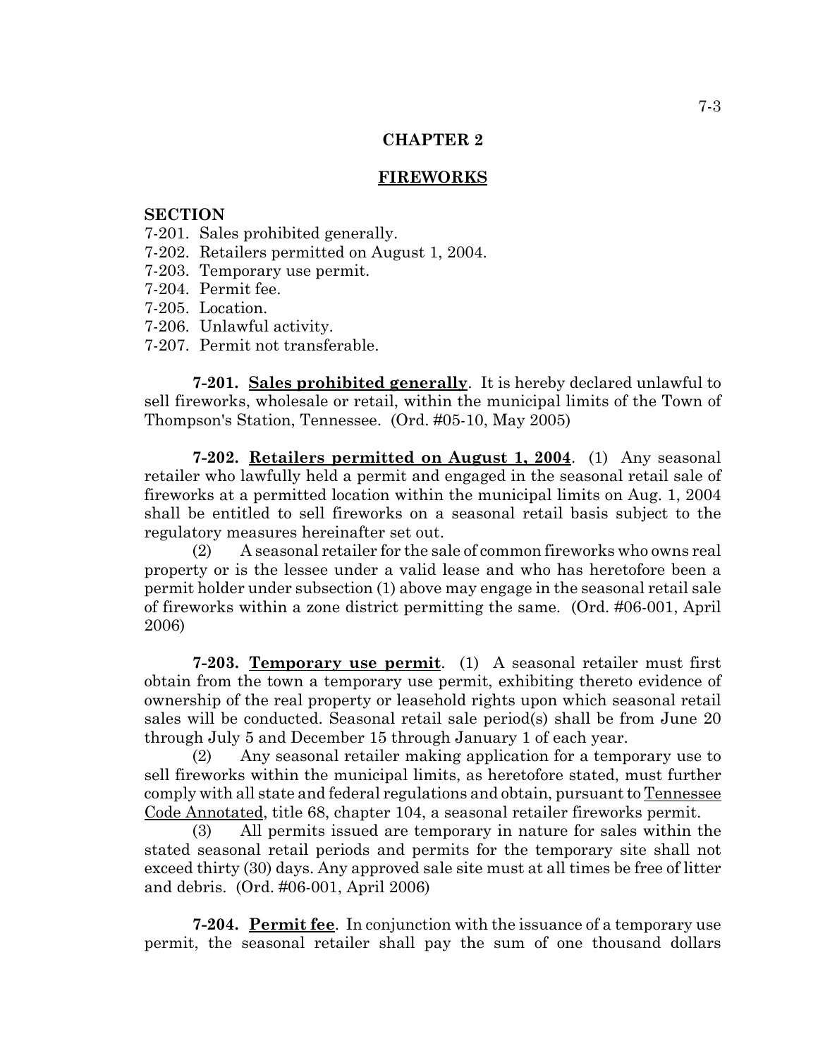## CHAPTER 2

## FIREWORKS

**SECTION**

7-201. Sales prohibited generally.
7-202. Retailers permitted on August 1, 2004.
7-203. Temporary use permit.
7-204. Permit fee.
7-205. Location.
7-206. Unlawful activity.
7-207. Permit not transferable.

**7-201. Sales prohibited generally**. It is hereby declared unlawful to sell fireworks, wholesale or retail, within the municipal limits of the Town of Thompson's Station, Tennessee. (Ord. #05-10, May 2005)

**7-202. Retailers permitted on August 1, 2004**. (1) Any seasonal retailer who lawfully held a permit and engaged in the seasonal retail sale of fireworks at a permitted location within the municipal limits on Aug. 1, 2004 shall be entitled to sell fireworks on a seasonal retail basis subject to the regulatory measures hereinafter set out.

(2) A seasonal retailer for the sale of common fireworks who owns real property or is the lessee under a valid lease and who has heretofore been a permit holder under subsection (1) above may engage in the seasonal retail sale of fireworks within a zone district permitting the same. (Ord. #06-001, April 2006)

**7-203. Temporary use permit**. (1) A seasonal retailer must first obtain from the town a temporary use permit, exhibiting thereto evidence of ownership of the real property or leasehold rights upon which seasonal retail sales will be conducted. Seasonal retail sale period(s) shall be from June 20 through July 5 and December 15 through January 1 of each year.

(2) Any seasonal retailer making application for a temporary use to sell fireworks within the municipal limits, as heretofore stated, must further comply with all state and federal regulations and obtain, pursuant to Tennessee Code Annotated, title 68, chapter 104, a seasonal retailer fireworks permit.

(3) All permits issued are temporary in nature for sales within the stated seasonal retail periods and permits for the temporary site shall not exceed thirty (30) days. Any approved sale site must at all times be free of litter and debris. (Ord. #06-001, April 2006)

**7-204. Permit fee**. In conjunction with the issuance of a temporary use permit, the seasonal retailer shall pay the sum of one thousand dollars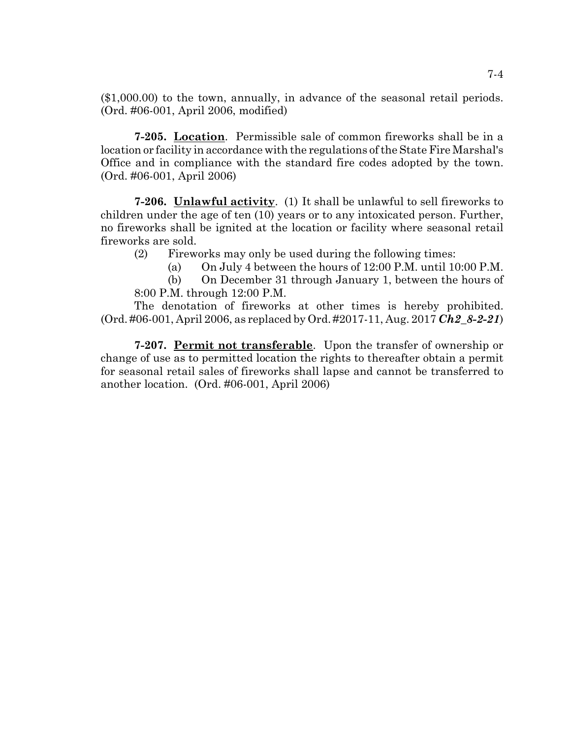($1,000.00) to the town, annually, in advance of the seasonal retail periods. (Ord. #06-001, April 2006, modified)

**7-205. Location**. Permissible sale of common fireworks shall be in a location or facility in accordance with the regulations of the State Fire Marshal's Office and in compliance with the standard fire codes adopted by the town. (Ord. #06-001, April 2006)

**7-206. Unlawful activity**. (1) It shall be unlawful to sell fireworks to children under the age of ten (10) years or to any intoxicated person. Further, no fireworks shall be ignited at the location or facility where seasonal retail fireworks are sold.

(2) Fireworks may only be used during the following times:

(a) On July 4 between the hours of 12:00 P.M. until 10:00 P.M.

(b) On December 31 through January 1, between the hours of 8:00 P.M. through 12:00 P.M.

The denotation of fireworks at other times is hereby prohibited. (Ord. #06-001, April 2006, as replaced by Ord. #2017-11, Aug. 2017 ***Ch2_8-2-21***)

**7-207. Permit not transferable**. Upon the transfer of ownership or change of use as to permitted location the rights to thereafter obtain a permit for seasonal retail sales of fireworks shall lapse and cannot be transferred to another location. (Ord. #06-001, April 2006)